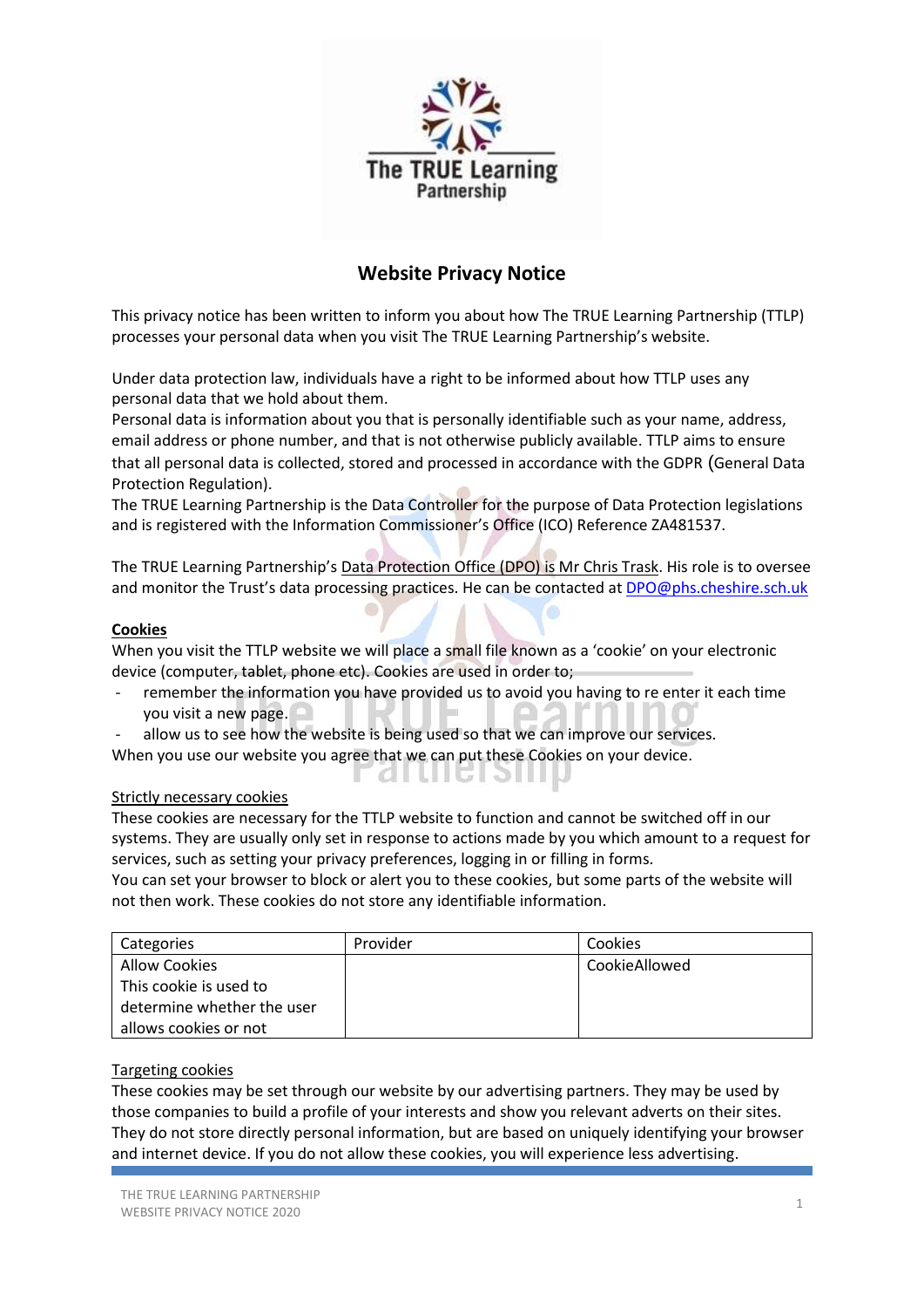# Website Privacy Notice

This privacy notice has been written to inform you about how The TRUE Learning Partnership (TTLP) processes your personal data when you visit The TRUE Learning Partnership's website.

Under data protection law, individuals have a right to be informed about how TTLP uses any personal data that we hold about them.
Personal data is information about you that is personally identifiable such as your name, address, email address or phone number, and that is not otherwise publicly available. TTLP aims to ensure that all personal data is collected, stored and processed in accordance with the GDPR (General Data Protection Regulation).
The TRUE Learning Partnership is the Data Controller for the purpose of Data Protection legislations and is registered with the Information Commissioner's Office (ICO) Reference ZA481537.

The TRUE Learning Partnership's Data Protection Office (DPO) is Mr Chris Trask. His role is to oversee and monitor the Trust's data processing practices. He can be contacted at DPO@phs.cheshire.sch.uk

## Cookies

When you visit the TTLP website we will place a small file known as a 'cookie' on your electronic device (computer, tablet, phone etc). Cookies are used in order to;

- remember the information you have provided us to avoid you having to re enter it each time you visit a new page.
- allow us to see how the website is being used so that we can improve our services.

When you use our website you agree that we can put these Cookies on your device.

### Strictly necessary cookies

These cookies are necessary for the TTLP website to function and cannot be switched off in our systems. They are usually only set in response to actions made by you which amount to a request for services, such as setting your privacy preferences, logging in or filling in forms.
You can set your browser to block or alert you to these cookies, but some parts of the website will not then work. These cookies do not store any identifiable information.

| Categories | Provider | Cookies |
|---|---|---|
| Allow Cookies<br>This cookie is used to determine whether the user allows cookies or not | | CookieAllowed |

### Targeting cookies

These cookies may be set through our website by our advertising partners. They may be used by those companies to build a profile of your interests and show you relevant adverts on their sites. They do not store directly personal information, but are based on uniquely identifying your browser and internet device. If you do not allow these cookies, you will experience less advertising.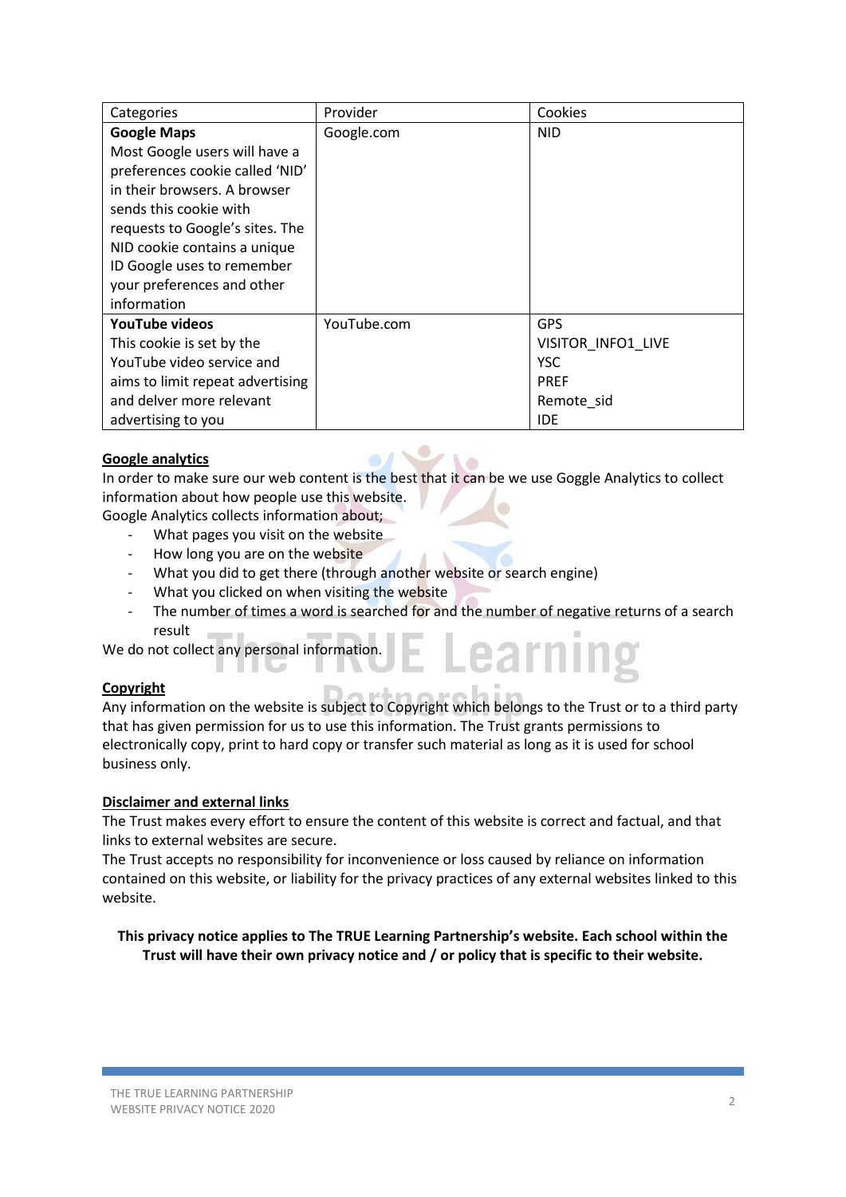| Categories | Provider | Cookies |
|---|---|---|
| **Google Maps**<br>Most Google users will have a preferences cookie called 'NID' in their browsers. A browser sends this cookie with requests to Google's sites. The NID cookie contains a unique ID Google uses to remember your preferences and other information | Google.com | NID |
| **YouTube videos**<br>This cookie is set by the YouTube video service and aims to limit repeat advertising and delver more relevant advertising to you | YouTube.com | GPS<br>VISITOR_INFO1_LIVE<br>YSC<br>PREF<br>Remote_sid<br>IDE |

## Google analytics

In order to make sure our web content is the best that it can be we use Goggle Analytics to collect information about how people use this website.
Google Analytics collects information about;

- What pages you visit on the website
- How long you are on the website
- What you did to get there (through another website or search engine)
- What you clicked on when visiting the website
- The number of times a word is searched for and the number of negative returns of a search result

We do not collect any personal information.

## Copyright

Any information on the website is subject to Copyright which belongs to the Trust or to a third party that has given permission for us to use this information. The Trust grants permissions to electronically copy, print to hard copy or transfer such material as long as it is used for school business only.

## Disclaimer and external links

The Trust makes every effort to ensure the content of this website is correct and factual, and that links to external websites are secure.
The Trust accepts no responsibility for inconvenience or loss caused by reliance on information contained on this website, or liability for the privacy practices of any external websites linked to this website.

**This privacy notice applies to The TRUE Learning Partnership's website. Each school within the Trust will have their own privacy notice and / or policy that is specific to their website.**